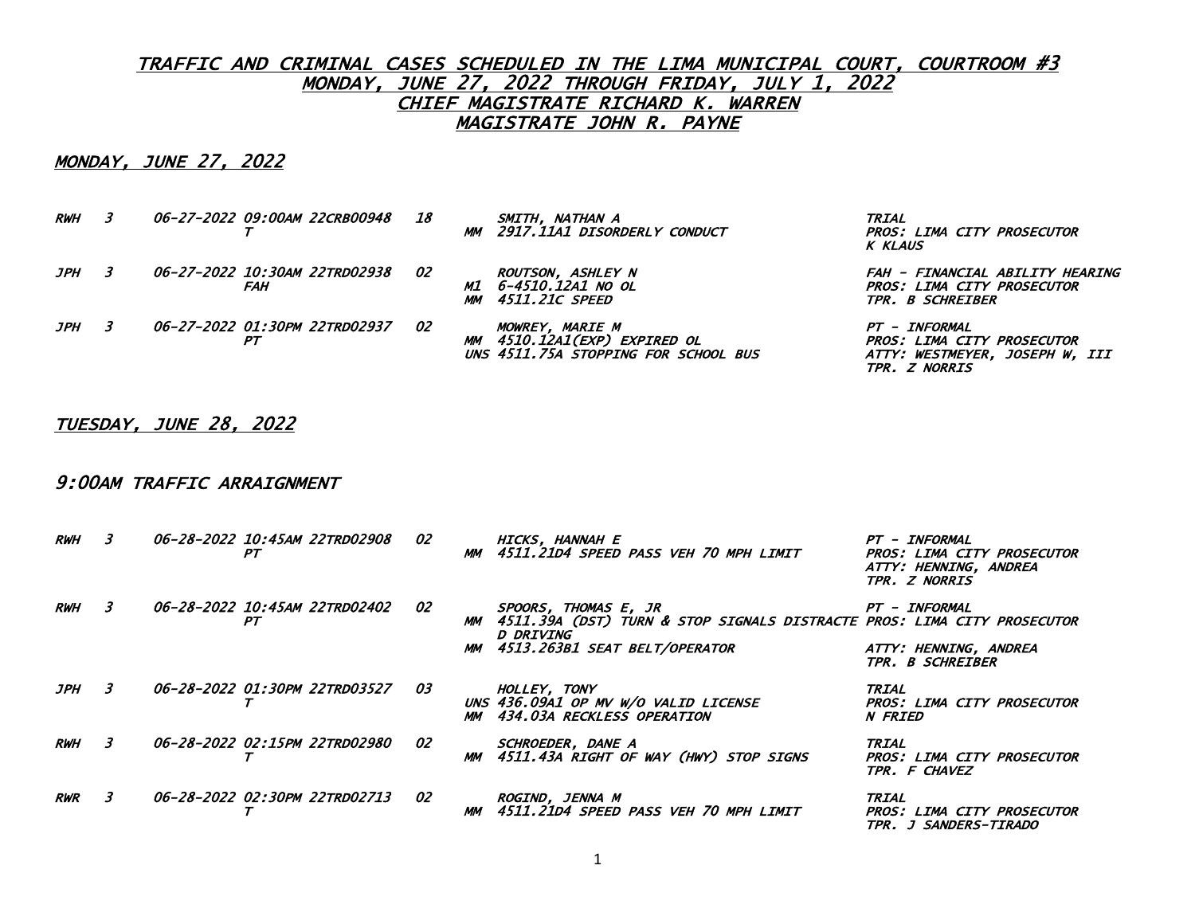# TRAFFIC AND CRIMINAL CASES SCHEDULED IN THE LIMA MUNICIPAL COURT, COURTROOM #3
## MONDAY, JUNE 27, 2022 THROUGH FRIDAY, JULY 1, 2022
## CHIEF MAGISTRATE RICHARD K. WARREN
## MAGISTRATE JOHN R. PAYNE

### MONDAY, JUNE 27, 2022

```
RWH  3    06-27-2022 09:00AM 22CRB00948   18        SMITH, NATHAN A                               TRIAL
                     T                           MM  2917.11A1 DISORDERLY CONDUCT                 PROS: LIMA CITY PROSECUTOR
                                                                                                  K KLAUS

JPH  3    06-27-2022 10:30AM 22TRD02938   02        ROUTSON, ASHLEY N                             FAH - FINANCIAL ABILITY HEARING
                     FAH                         M1  6-4510.12A1 NO OL                            PROS: LIMA CITY PROSECUTOR
                                                 MM  4511.21C SPEED                               TPR. B SCHREIBER

JPH  3    06-27-2022 01:30PM 22TRD02937   02        MOWREY, MARIE M                               PT - INFORMAL
                     PT                          MM  4510.12A1(EXP) EXPIRED OL                    PROS: LIMA CITY PROSECUTOR
                                                 UNS 4511.75A STOPPING FOR SCHOOL BUS             ATTY: WESTMEYER, JOSEPH W, III
                                                                                                  TPR. Z NORRIS
```

### TUESDAY, JUNE 28, 2022

### 9:00AM TRAFFIC ARRAIGNMENT

```
RWH  3    06-28-2022 10:45AM 22TRD02908   02        HICKS, HANNAH E                               PT - INFORMAL
                     PT                          MM  4511.21D4 SPEED PASS VEH 70 MPH LIMIT        PROS: LIMA CITY PROSECUTOR
                                                                                                  ATTY: HENNING, ANDREA
                                                                                                  TPR. Z NORRIS

RWH  3    06-28-2022 10:45AM 22TRD02402   02        SPOORS, THOMAS E, JR                          PT - INFORMAL
                     PT                          MM  4511.39A (DST) TURN & STOP SIGNALS DISTRACTE PROS: LIMA CITY PROSECUTOR
                                                     D DRIVING
                                                 MM  4513.263B1 SEAT BELT/OPERATOR                ATTY: HENNING, ANDREA
                                                                                                  TPR. B SCHREIBER

JPH  3    06-28-2022 01:30PM 22TRD03527   03        HOLLEY, TONY                                  TRIAL
                     T                           UNS 436.09A1 OP MV W/O VALID LICENSE             PROS: LIMA CITY PROSECUTOR
                                                 MM  434.03A RECKLESS OPERATION                   N FRIED

RWH  3    06-28-2022 02:15PM 22TRD02980   02        SCHROEDER, DANE A                             TRIAL
                     T                           MM  4511.43A RIGHT OF WAY (HWY) STOP SIGNS       PROS: LIMA CITY PROSECUTOR
                                                                                                  TPR. F CHAVEZ

RWR  3    06-28-2022 02:30PM 22TRD02713   02        ROGIND, JENNA M                               TRIAL
                     T                           MM  4511.21D4 SPEED PASS VEH 70 MPH LIMIT        PROS: LIMA CITY PROSECUTOR
                                                                                                  TPR. J SANDERS-TIRADO
```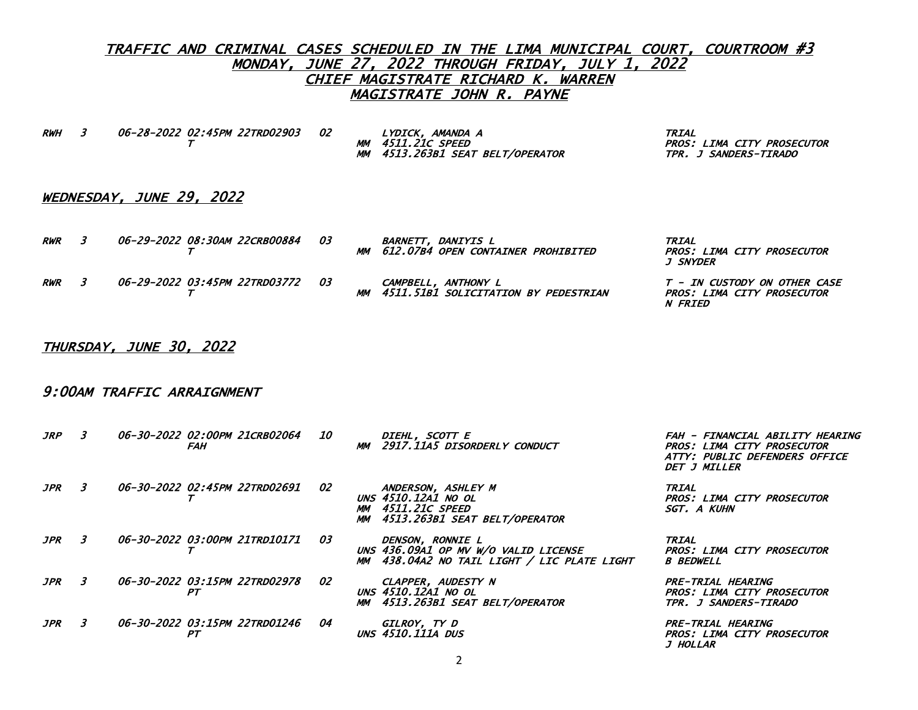# TRAFFIC AND CRIMINAL CASES SCHEDULED IN THE LIMA MUNICIPAL COURT, COURTROOM #3
## MONDAY, JUNE 27, 2022 THROUGH FRIDAY, JULY 1, 2022
## CHIEF MAGISTRATE RICHARD K. WARREN
## MAGISTRATE JOHN R. PAYNE

| | | | | | | |
|---|---|---|---|---|---|---|
| RWH | 3 | 06-28-2022 02:45PM | 22TRD02903 T | 02 | LYDICK, AMANDA A<br>MM 4511.21C SPEED<br>MM 4513.263B1 SEAT BELT/OPERATOR | TRIAL<br>PROS: LIMA CITY PROSECUTOR<br>TPR. J SANDERS-TIRADO |

## WEDNESDAY, JUNE 29, 2022

| | | | | | | |
|---|---|---|---|---|---|---|
| RWR | 3 | 06-29-2022 08:30AM | 22CRB00884 T | 03 | BARNETT, DANIYIS L<br>MM 612.07B4 OPEN CONTAINER PROHIBITED | TRIAL<br>PROS: LIMA CITY PROSECUTOR<br>J SNYDER |
| RWR | 3 | 06-29-2022 03:45PM | 22TRD03772 T | 03 | CAMPBELL, ANTHONY L<br>MM 4511.51B1 SOLICITATION BY PEDESTRIAN | T - IN CUSTODY ON OTHER CASE<br>PROS: LIMA CITY PROSECUTOR<br>N FRIED |

## THURSDAY, JUNE 30, 2022

## 9:00AM TRAFFIC ARRAIGNMENT

| | | | | | | |
|---|---|---|---|---|---|---|
| JRP | 3 | 06-30-2022 02:00PM | 21CRB02064 FAH | 10 | DIEHL, SCOTT E<br>MM 2917.11A5 DISORDERLY CONDUCT | FAH - FINANCIAL ABILITY HEARING<br>PROS: LIMA CITY PROSECUTOR<br>ATTY: PUBLIC DEFENDERS OFFICE<br>DET J MILLER |
| JPR | 3 | 06-30-2022 02:45PM | 22TRD02691 T | 02 | ANDERSON, ASHLEY M<br>UNS 4510.12A1 NO OL<br>MM 4511.21C SPEED<br>MM 4513.263B1 SEAT BELT/OPERATOR | TRIAL<br>PROS: LIMA CITY PROSECUTOR<br>SGT. A KUHN |
| JPR | 3 | 06-30-2022 03:00PM | 21TRD10171 T | 03 | DENSON, RONNIE L<br>UNS 436.09A1 OP MV W/O VALID LICENSE<br>MM 438.04A2 NO TAIL LIGHT / LIC PLATE LIGHT | TRIAL<br>PROS: LIMA CITY PROSECUTOR<br>B BEDWELL |
| JPR | 3 | 06-30-2022 03:15PM | 22TRD02978 PT | 02 | CLAPPER, AUDESTY N<br>UNS 4510.12A1 NO OL<br>MM 4513.263B1 SEAT BELT/OPERATOR | PRE-TRIAL HEARING<br>PROS: LIMA CITY PROSECUTOR<br>TPR. J SANDERS-TIRADO |
| JPR | 3 | 06-30-2022 03:15PM | 22TRD01246 PT | 04 | GILROY, TY D<br>UNS 4510.111A DUS | PRE-TRIAL HEARING<br>PROS: LIMA CITY PROSECUTOR<br>J HOLLAR |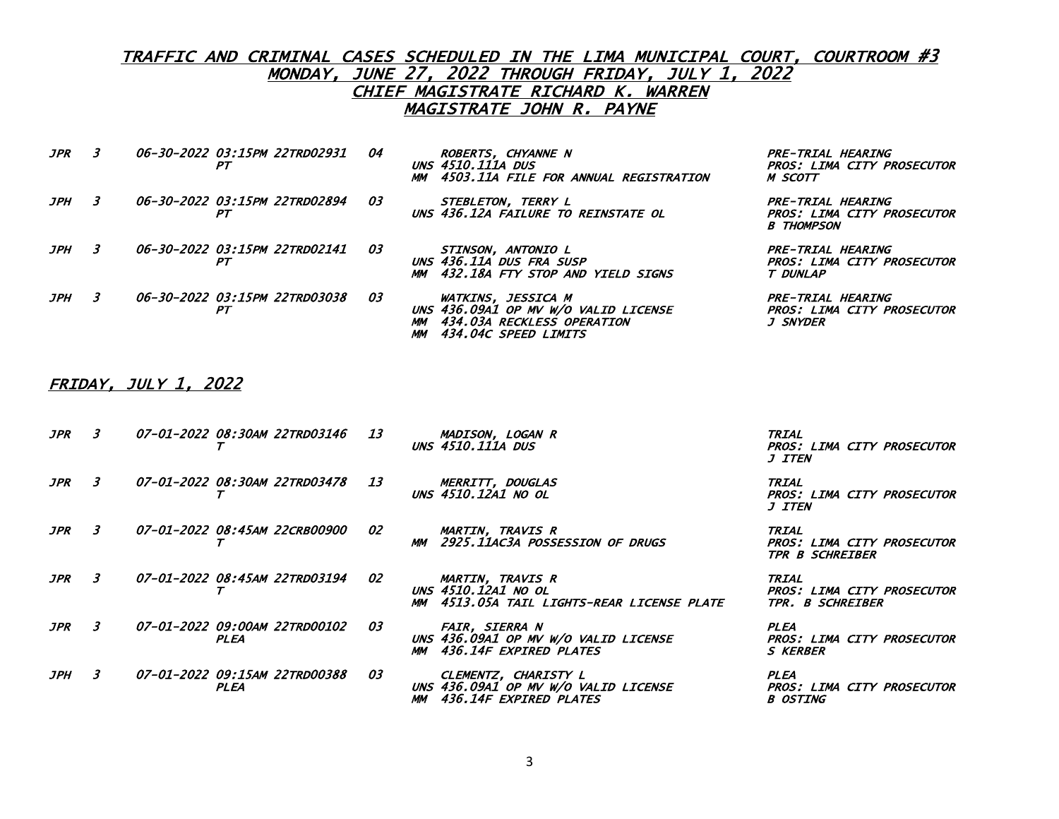## TRAFFIC AND CRIMINAL CASES SCHEDULED IN THE LIMA MUNICIPAL COURT, COURTROOM #3
## MONDAY, JUNE 27, 2022 THROUGH FRIDAY, JULY 1, 2022
## CHIEF MAGISTRATE RICHARD K. WARREN
## MAGISTRATE JOHN R. PAYNE

| | | | | | | |
|---|---|---|---|---|---|---|
| JPR | 3 | 06-30-2022 03:15PM 22TRD02931<br>PT | 04 | ROBERTS, CHYANNE N<br>UNS 4510.111A DUS<br>MM 4503.11A FILE FOR ANNUAL REGISTRATION | PRE-TRIAL HEARING<br>PROS: LIMA CITY PROSECUTOR<br>M SCOTT |
| JPH | 3 | 06-30-2022 03:15PM 22TRD02894<br>PT | 03 | STEBLETON, TERRY L<br>UNS 436.12A FAILURE TO REINSTATE OL | PRE-TRIAL HEARING<br>PROS: LIMA CITY PROSECUTOR<br>B THOMPSON |
| JPH | 3 | 06-30-2022 03:15PM 22TRD02141<br>PT | 03 | STINSON, ANTONIO L<br>UNS 436.11A DUS FRA SUSP<br>MM 432.18A FTY STOP AND YIELD SIGNS | PRE-TRIAL HEARING<br>PROS: LIMA CITY PROSECUTOR<br>T DUNLAP |
| JPH | 3 | 06-30-2022 03:15PM 22TRD03038<br>PT | 03 | WATKINS, JESSICA M<br>UNS 436.09A1 OP MV W/O VALID LICENSE<br>MM 434.03A RECKLESS OPERATION<br>MM 434.04C SPEED LIMITS | PRE-TRIAL HEARING<br>PROS: LIMA CITY PROSECUTOR<br>J SNYDER |

## FRIDAY, JULY 1, 2022

| | | | | | |
|---|---|---|---|---|---|
| JPR | 3 | 07-01-2022 08:30AM 22TRD03146<br>T | 13 | MADISON, LOGAN R<br>UNS 4510.111A DUS | TRIAL<br>PROS: LIMA CITY PROSECUTOR<br>J ITEN |
| JPR | 3 | 07-01-2022 08:30AM 22TRD03478<br>T | 13 | MERRITT, DOUGLAS<br>UNS 4510.12A1 NO OL | TRIAL<br>PROS: LIMA CITY PROSECUTOR<br>J ITEN |
| JPR | 3 | 07-01-2022 08:45AM 22CRB00900<br>T | 02 | MARTIN, TRAVIS R<br>MM 2925.11AC3A POSSESSION OF DRUGS | TRIAL<br>PROS: LIMA CITY PROSECUTOR<br>TPR B SCHREIBER |
| JPR | 3 | 07-01-2022 08:45AM 22TRD03194<br>T | 02 | MARTIN, TRAVIS R<br>UNS 4510.12A1 NO OL<br>MM 4513.05A TAIL LIGHTS-REAR LICENSE PLATE | TRIAL<br>PROS: LIMA CITY PROSECUTOR<br>TPR. B SCHREIBER |
| JPR | 3 | 07-01-2022 09:00AM 22TRD00102<br>PLEA | 03 | FAIR, SIERRA N<br>UNS 436.09A1 OP MV W/O VALID LICENSE<br>MM 436.14F EXPIRED PLATES | PLEA<br>PROS: LIMA CITY PROSECUTOR<br>S KERBER |
| JPH | 3 | 07-01-2022 09:15AM 22TRD00388<br>PLEA | 03 | CLEMENTZ, CHARISTY L<br>UNS 436.09A1 OP MV W/O VALID LICENSE<br>MM 436.14F EXPIRED PLATES | PLEA<br>PROS: LIMA CITY PROSECUTOR<br>B OSTING |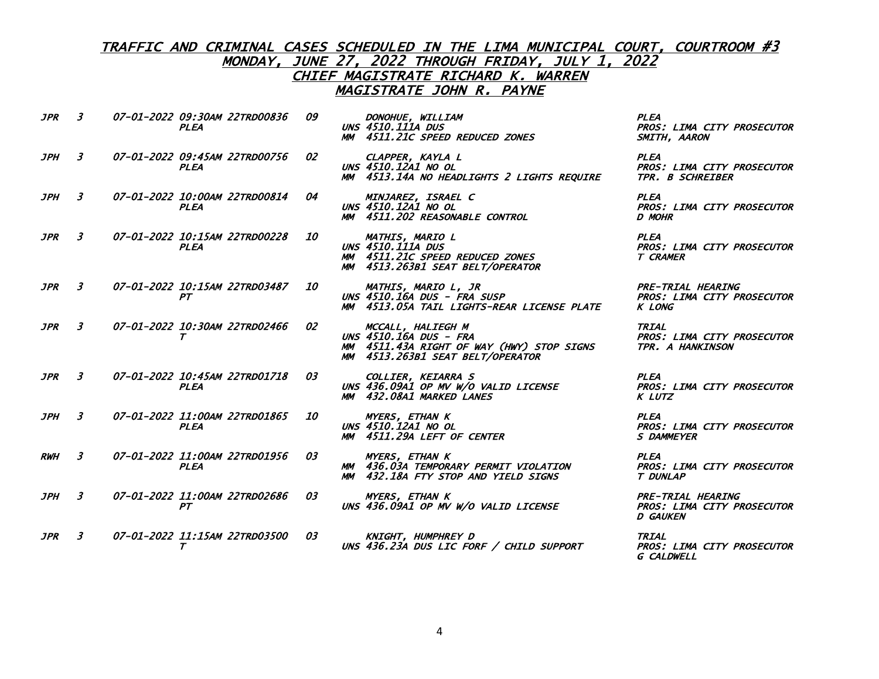# TRAFFIC AND CRIMINAL CASES SCHEDULED IN THE LIMA MUNICIPAL COURT, COURTROOM #3
## MONDAY, JUNE 27, 2022 THROUGH FRIDAY, JULY 1, 2022
## CHIEF MAGISTRATE RICHARD K. WARREN
## MAGISTRATE JOHN R. PAYNE

| | | | | | | |
|---|---|---|---|---|---|---|
| JPR | 3 | 07-01-2022 09:30AM 22TRD00836<br>PLEA | 09 | DONOHUE, WILLIAM<br>UNS 4510.111A DUS<br>MM 4511.21C SPEED REDUCED ZONES | PLEA<br>PROS: LIMA CITY PROSECUTOR<br>SMITH, AARON |
| JPH | 3 | 07-01-2022 09:45AM 22TRD00756<br>PLEA | 02 | CLAPPER, KAYLA L<br>UNS 4510.12A1 NO OL<br>MM 4513.14A NO HEADLIGHTS 2 LIGHTS REQUIRE | PLEA<br>PROS: LIMA CITY PROSECUTOR<br>TPR. B SCHREIBER |
| JPH | 3 | 07-01-2022 10:00AM 22TRD00814<br>PLEA | 04 | MINJAREZ, ISRAEL C<br>UNS 4510.12A1 NO OL<br>MM 4511.202 REASONABLE CONTROL | PLEA<br>PROS: LIMA CITY PROSECUTOR<br>D MOHR |
| JPR | 3 | 07-01-2022 10:15AM 22TRD00228<br>PLEA | 10 | MATHIS, MARIO L<br>UNS 4510.111A DUS<br>MM 4511.21C SPEED REDUCED ZONES<br>MM 4513.263B1 SEAT BELT/OPERATOR | PLEA<br>PROS: LIMA CITY PROSECUTOR<br>T CRAMER |
| JPR | 3 | 07-01-2022 10:15AM 22TRD03487<br>PT | 10 | MATHIS, MARIO L, JR<br>UNS 4510.16A DUS - FRA SUSP<br>MM 4513.05A TAIL LIGHTS-REAR LICENSE PLATE | PRE-TRIAL HEARING<br>PROS: LIMA CITY PROSECUTOR<br>K LONG |
| JPR | 3 | 07-01-2022 10:30AM 22TRD02466<br>T | 02 | MCCALL, HALIEGH M<br>UNS 4510.16A DUS - FRA<br>MM 4511.43A RIGHT OF WAY (HWY) STOP SIGNS<br>MM 4513.263B1 SEAT BELT/OPERATOR | TRIAL<br>PROS: LIMA CITY PROSECUTOR<br>TPR. A HANKINSON |
| JPR | 3 | 07-01-2022 10:45AM 22TRD01718<br>PLEA | 03 | COLLIER, KEIARRA S<br>UNS 436.09A1 OP MV W/O VALID LICENSE<br>MM 432.08A1 MARKED LANES | PLEA<br>PROS: LIMA CITY PROSECUTOR<br>K LUTZ |
| JPH | 3 | 07-01-2022 11:00AM 22TRD01865<br>PLEA | 10 | MYERS, ETHAN K<br>UNS 4510.12A1 NO OL<br>MM 4511.29A LEFT OF CENTER | PLEA<br>PROS: LIMA CITY PROSECUTOR<br>S DAMMEYER |
| RWH | 3 | 07-01-2022 11:00AM 22TRD01956<br>PLEA | 03 | MYERS, ETHAN K<br>MM 436.03A TEMPORARY PERMIT VIOLATION<br>MM 432.18A FTY STOP AND YIELD SIGNS | PLEA<br>PROS: LIMA CITY PROSECUTOR<br>T DUNLAP |
| JPH | 3 | 07-01-2022 11:00AM 22TRD02686<br>PT | 03 | MYERS, ETHAN K<br>UNS 436.09A1 OP MV W/O VALID LICENSE | PRE-TRIAL HEARING<br>PROS: LIMA CITY PROSECUTOR<br>D GAUKEN |
| JPR | 3 | 07-01-2022 11:15AM 22TRD03500<br>T | 03 | KNIGHT, HUMPHREY D<br>UNS 436.23A DUS LIC FORF / CHILD SUPPORT | TRIAL<br>PROS: LIMA CITY PROSECUTOR<br>G CALDWELL |